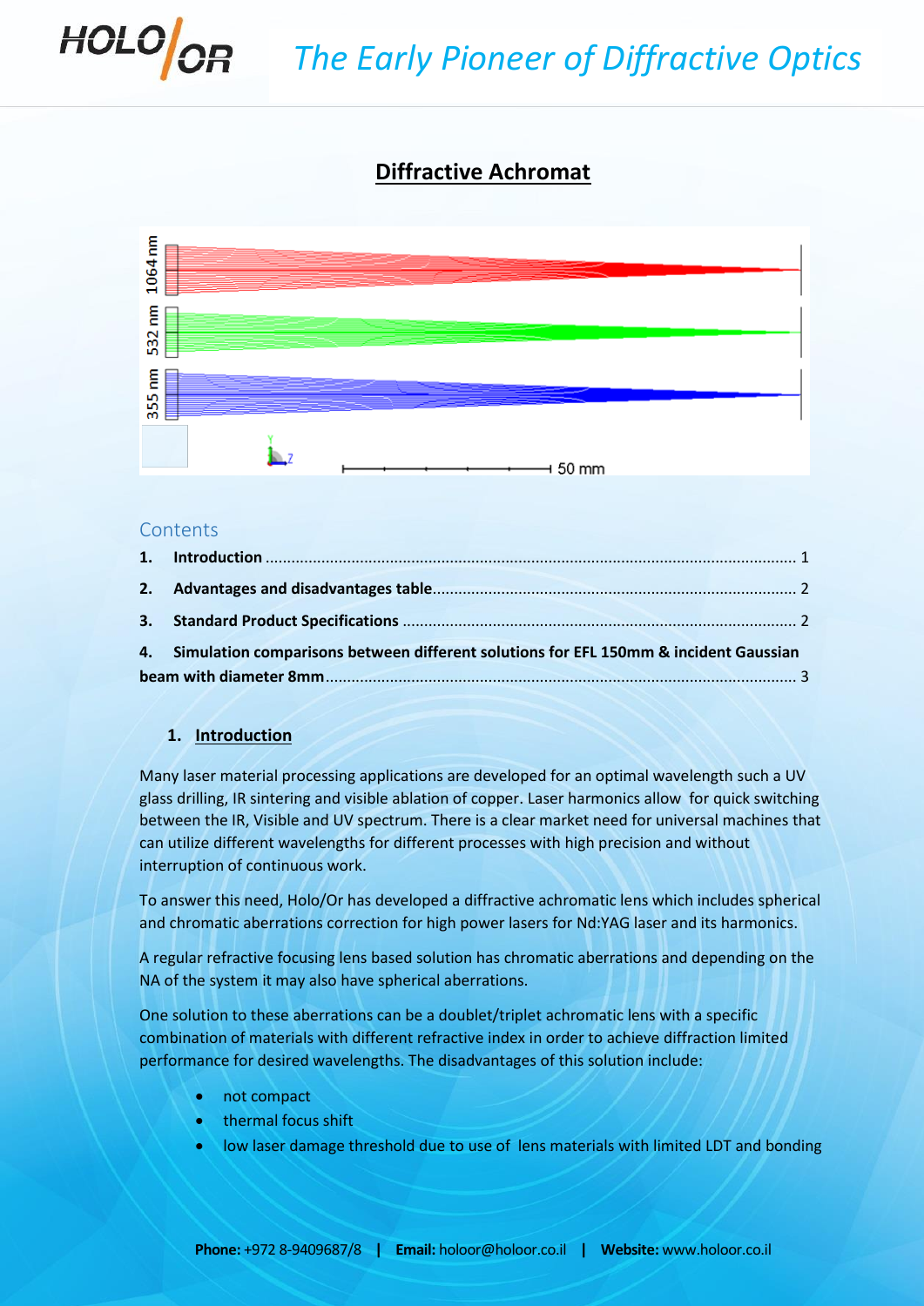# Diffractive Achromat

## Contents

1. **Introduction** ........................................................................................................................ 1
2. **Advantages and disadvantages table** ..................................................................................... 2
3. **Standard Product Specifications** ............................................................................................ 2
4. **Simulation comparisons between different solutions for EFL 150mm & incident Gaussian beam with diameter 8mm** ........................................................................................................... 3

## 1. Introduction

Many laser material processing applications are developed for an optimal wavelength such a UV glass drilling, IR sintering and visible ablation of copper. Laser harmonics allow for quick switching between the IR, Visible and UV spectrum. There is a clear market need for universal machines that can utilize different wavelengths for different processes with high precision and without interruption of continuous work.

To answer this need, Holo/Or has developed a diffractive achromatic lens which includes spherical and chromatic aberrations correction for high power lasers for Nd:YAG laser and its harmonics.

A regular refractive focusing lens based solution has chromatic aberrations and depending on the NA of the system it may also have spherical aberrations.

One solution to these aberrations can be a doublet/triplet achromatic lens with a specific combination of materials with different refractive index in order to achieve diffraction limited performance for desired wavelengths. The disadvantages of this solution include:

- not compact
- thermal focus shift
- low laser damage threshold due to use of lens materials with limited LDT and bonding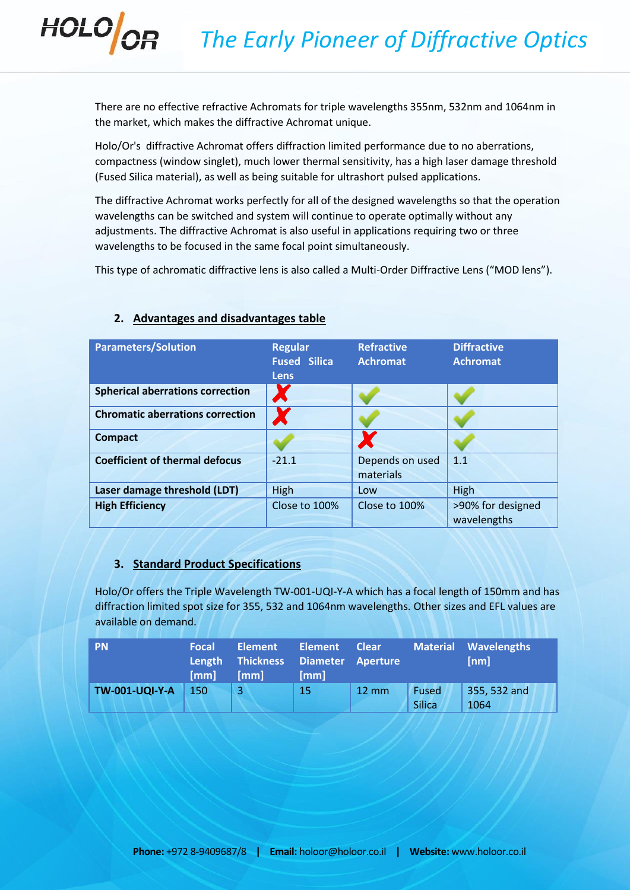There are no effective refractive Achromats for triple wavelengths 355nm, 532nm and 1064nm in the market, which makes the diffractive Achromat unique.

Holo/Or's diffractive Achromat offers diffraction limited performance due to no aberrations, compactness (window singlet), much lower thermal sensitivity, has a high laser damage threshold (Fused Silica material), as well as being suitable for ultrashort pulsed applications.

The diffractive Achromat works perfectly for all of the designed wavelengths so that the operation wavelengths can be switched and system will continue to operate optimally without any adjustments. The diffractive Achromat is also useful in applications requiring two or three wavelengths to be focused in the same focal point simultaneously.

This type of achromatic diffractive lens is also called a Multi-Order Diffractive Lens ("MOD lens").

## 2. Advantages and disadvantages table

| Parameters/Solution | Regular Fused Silica Lens | Refractive Achromat | Diffractive Achromat |
|---|---|---|---|
| **Spherical aberrations correction** | ✗ | ✓ | ✓ |
| **Chromatic aberrations correction** | ✗ | ✓ | ✓ |
| **Compact** | ✓ | ✗ | ✓ |
| **Coefficient of thermal defocus** | -21.1 | Depends on used materials | 1.1 |
| **Laser damage threshold (LDT)** | High | Low | High |
| **High Efficiency** | Close to 100% | Close to 100% | >90% for designed wavelengths |

## 3. Standard Product Specifications

Holo/Or offers the Triple Wavelength TW-001-UQI-Y-A which has a focal length of 150mm and has diffraction limited spot size for 355, 532 and 1064nm wavelengths. Other sizes and EFL values are available on demand.

| PN | Focal Length [mm] | Element Thickness [mm] | Element Diameter [mm] | Clear Aperture | Material | Wavelengths [nm] |
|---|---|---|---|---|---|---|
| **TW-001-UQI-Y-A** | 150 | 3 | 15 | 12 mm | Fused Silica | 355, 532 and 1064 |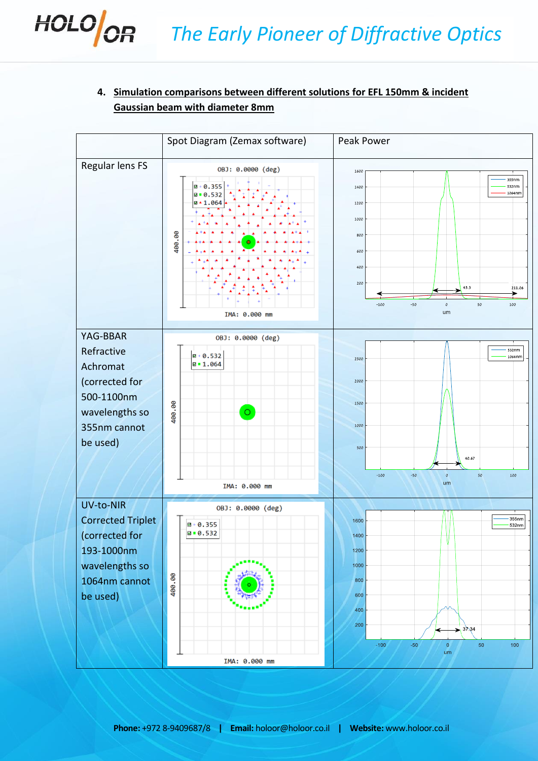## 4. Simulation comparisons between different solutions for EFL 150mm & incident Gaussian beam with diameter 8mm

| | Spot Diagram (Zemax software) | Peak Power |
|---|---|---|
| Regular lens FS | | |
| YAG-BBAR Refractive Achromat (corrected for 500-1100nm wavelengths so 355nm cannot be used) | | |
| UV-to-NIR Corrected Triplet (corrected for 193-1000nm wavelengths so 1064nm cannot be used) | | |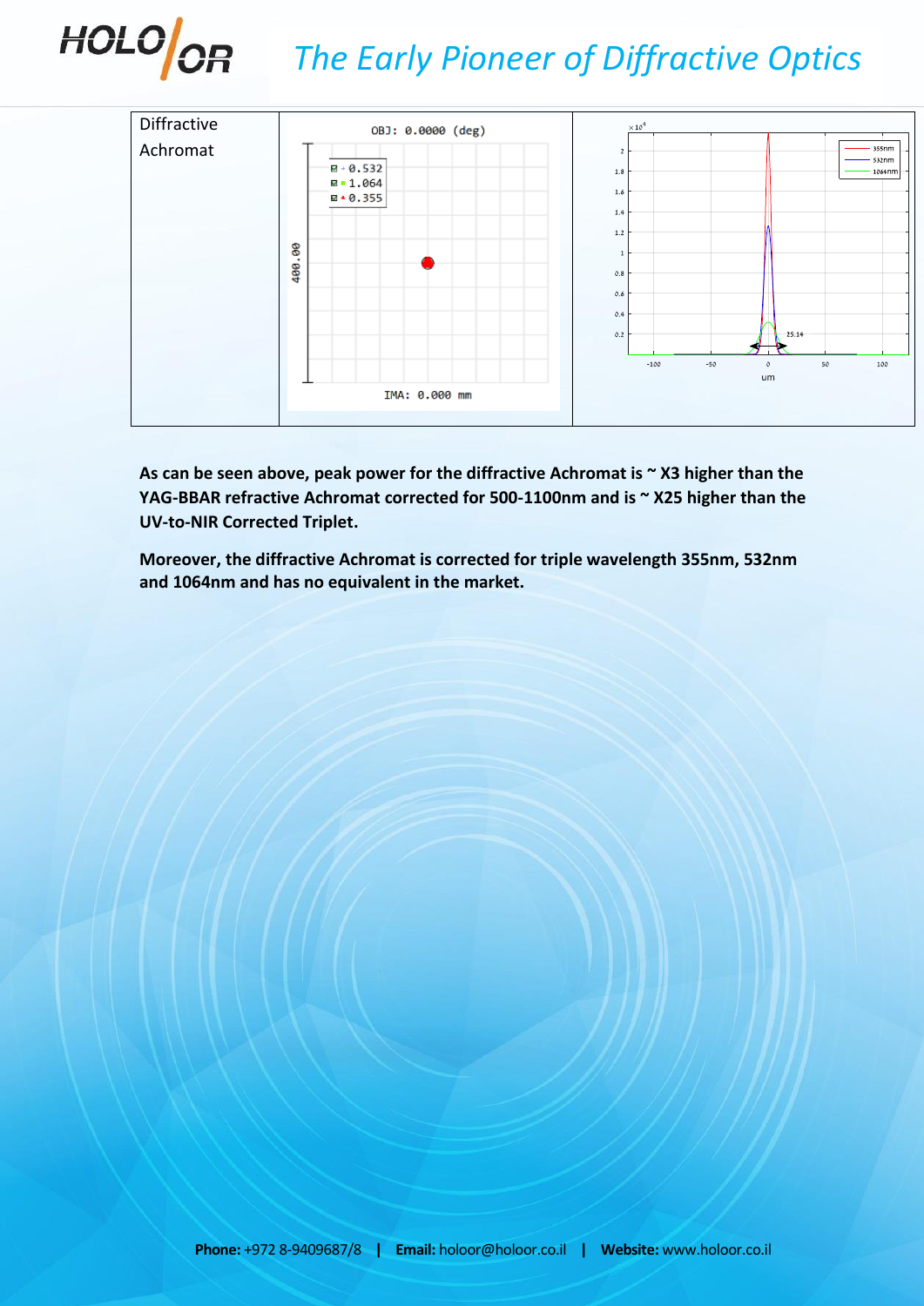| | | |
|---|---|---|
| Diffractive Achromat | OBJ: 0.0000 (deg)<br>0.532<br>1.064<br>0.355<br>400.00<br>IMA: 0.000 mm | $\times 10^4$<br>2<br>1.8<br>1.6<br>1.4<br>1.2<br>1<br>0.8<br>0.6<br>0.4<br>0.2<br>355nm<br>532nm<br>1064nm<br>25.14<br>-100<br>-50<br>0<br>50<br>100<br>um |

**As can be seen above, peak power for the diffractive Achromat is ~ X3 higher than the YAG-BBAR refractive Achromat corrected for 500-1100nm and is ~ X25 higher than the UV-to-NIR Corrected Triplet.**

**Moreover, the diffractive Achromat is corrected for triple wavelength 355nm, 532nm and 1064nm and has no equivalent in the market.**